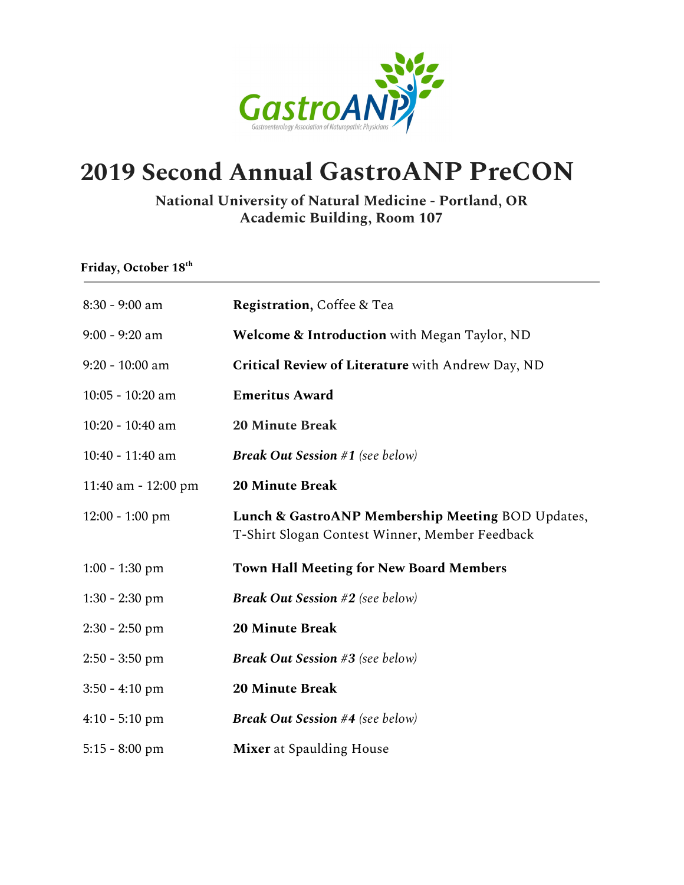GastroANP

Gastroenterology Association of Naturopathic Physicians

# 2019 Second Annual GastroANP PreCON

**National University of Natural Medicine - Portland, OR**
**Academic Building, Room 107**

**Friday, October 18th**

---

| | |
|---|---|
| 8:30 - 9:00 am | **Registration**, Coffee & Tea |
| 9:00 - 9:20 am | **Welcome & Introduction** with Megan Taylor, ND |
| 9:20 - 10:00 am | **Critical Review of Literature** with Andrew Day, ND |
| 10:05 - 10:20 am | **Emeritus Award** |
| 10:20 - 10:40 am | **20 Minute Break** |
| 10:40 - 11:40 am | ***Break Out Session #1*** *(see below)* |
| 11:40 am - 12:00 pm | **20 Minute Break** |
| 12:00 - 1:00 pm | **Lunch & GastroANP Membership Meeting** BOD Updates, T-Shirt Slogan Contest Winner, Member Feedback |
| 1:00 - 1:30 pm | **Town Hall Meeting for New Board Members** |
| 1:30 - 2:30 pm | ***Break Out Session #2*** *(see below)* |
| 2:30 - 2:50 pm | **20 Minute Break** |
| 2:50 - 3:50 pm | ***Break Out Session #3*** *(see below)* |
| 3:50 - 4:10 pm | **20 Minute Break** |
| 4:10 - 5:10 pm | ***Break Out Session #4*** *(see below)* |
| 5:15 - 8:00 pm | **Mixer** at Spaulding House |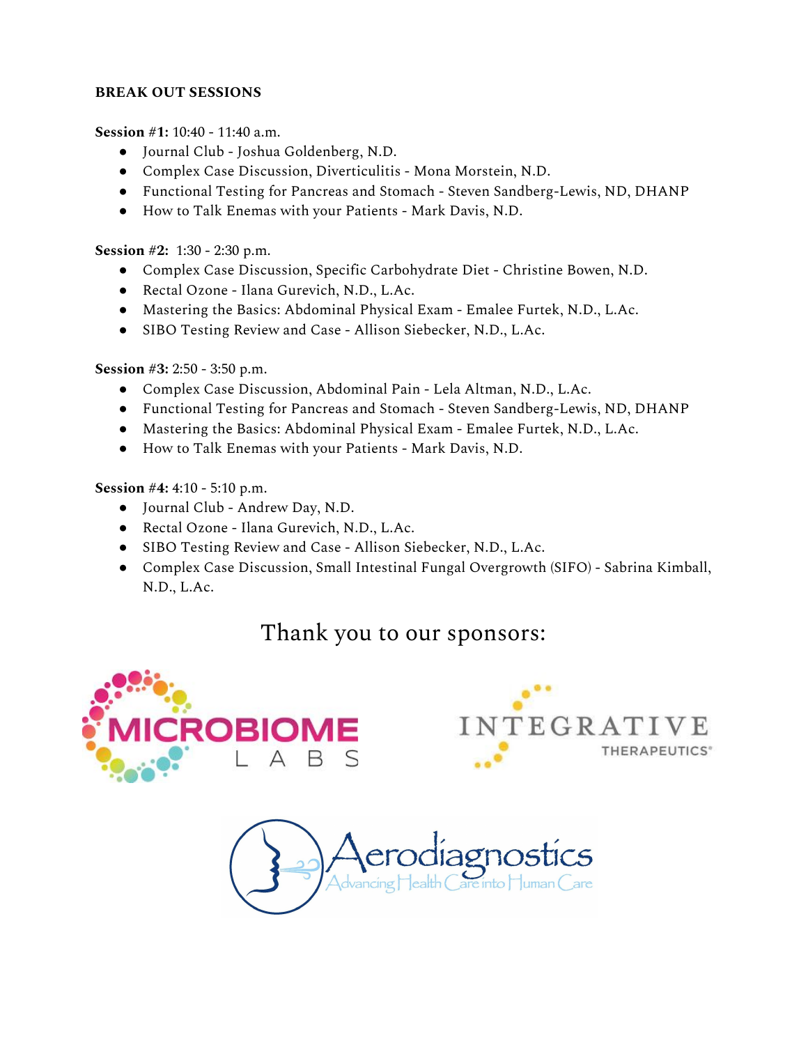**BREAK OUT SESSIONS**

**Session #1:** 10:40 - 11:40 a.m.

- Journal Club - Joshua Goldenberg, N.D.
- Complex Case Discussion, Diverticulitis - Mona Morstein, N.D.
- Functional Testing for Pancreas and Stomach - Steven Sandberg-Lewis, ND, DHANP
- How to Talk Enemas with your Patients - Mark Davis, N.D.

**Session #2:** 1:30 - 2:30 p.m.

- Complex Case Discussion, Specific Carbohydrate Diet - Christine Bowen, N.D.
- Rectal Ozone - Ilana Gurevich, N.D., L.Ac.
- Mastering the Basics: Abdominal Physical Exam - Emalee Furtek, N.D., L.Ac.
- SIBO Testing Review and Case - Allison Siebecker, N.D., L.Ac.

**Session #3:** 2:50 - 3:50 p.m.

- Complex Case Discussion, Abdominal Pain - Lela Altman, N.D., L.Ac.
- Functional Testing for Pancreas and Stomach - Steven Sandberg-Lewis, ND, DHANP
- Mastering the Basics: Abdominal Physical Exam - Emalee Furtek, N.D., L.Ac.
- How to Talk Enemas with your Patients - Mark Davis, N.D.

**Session #4:** 4:10 - 5:10 p.m.

- Journal Club - Andrew Day, N.D.
- Rectal Ozone - Ilana Gurevich, N.D., L.Ac.
- SIBO Testing Review and Case - Allison Siebecker, N.D., L.Ac.
- Complex Case Discussion, Small Intestinal Fungal Overgrowth (SIFO) - Sabrina Kimball, N.D., L.Ac.

## Thank you to our sponsors:

MICROBIOME LABS

INTEGRATIVE THERAPEUTICS®

Aerodiagnostics
Advancing Health Care into Human Care